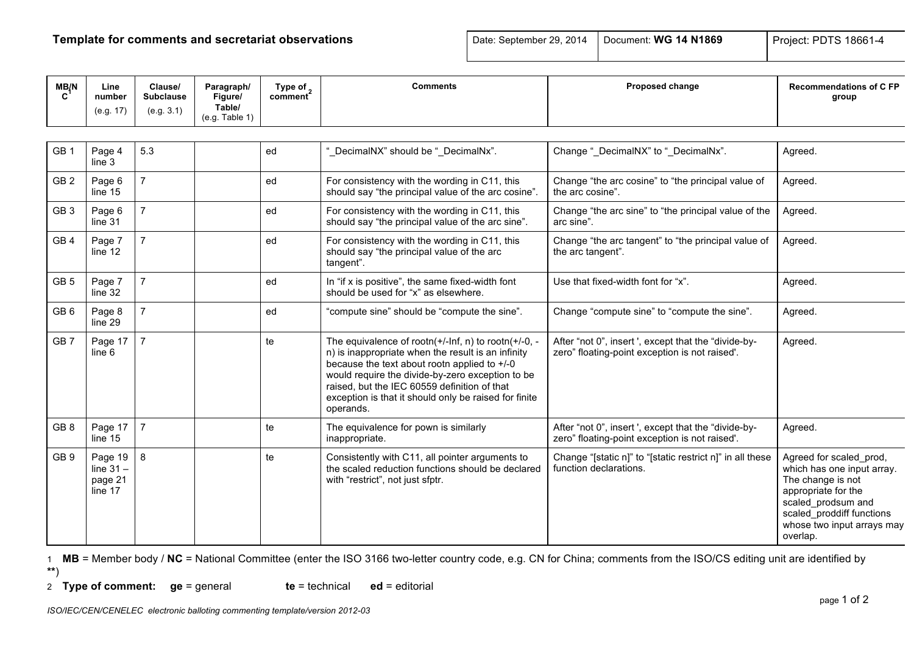**Template for comments and secretariat observations**

| Date: September 29, 2014 | Document: **WG 14 N1869** | Project: PDTS 18661-4 |
|---|---|---|

| MB/NC[1] | Line number (e.g. 17) | Clause/ Subclause (e.g. 3.1) | Paragraph/ Figure/ Table/ (e.g. Table 1) | Type of comment[2] | Comments | Proposed change | Recommendations of C FP group |
|---|---|---|---|---|---|---|---|
| GB 1 | Page 4 line 3 | 5.3 | | ed | "_DecimalNX" should be "_DecimalNx". | Change "_DecimalNX" to "_DecimalNx". | Agreed. |
| GB 2 | Page 6 line 15 | 7 | | ed | For consistency with the wording in C11, this should say "the principal value of the arc cosine". | Change "the arc cosine" to "the principal value of the arc cosine". | Agreed. |
| GB 3 | Page 6 line 31 | 7 | | ed | For consistency with the wording in C11, this should say "the principal value of the arc sine". | Change "the arc sine" to "the principal value of the arc sine". | Agreed. |
| GB 4 | Page 7 line 12 | 7 | | ed | For consistency with the wording in C11, this should say "the principal value of the arc tangent". | Change "the arc tangent" to "the principal value of the arc tangent". | Agreed. |
| GB 5 | Page 7 line 32 | 7 | | ed | In "if x is positive", the same fixed-width font should be used for "x" as elsewhere. | Use that fixed-width font for "x". | Agreed. |
| GB 6 | Page 8 line 29 | 7 | | ed | "compute sine" should be "compute the sine". | Change "compute sine" to "compute the sine". | Agreed. |
| GB 7 | Page 17 line 6 | 7 | | te | The equivalence of rootn(+/-Inf, n) to rootn(+/-0, -n) is inappropriate when the result is an infinity because the text about rootn applied to +/-0 would require the divide-by-zero exception to be raised, but the IEC 60559 definition of that exception is that it should only be raised for finite operands. | After "not 0", insert ', except that the "divide-by-zero" floating-point exception is not raised'. | Agreed. |
| GB 8 | Page 17 line 15 | 7 | | te | The equivalence for pown is similarly inappropriate. | After "not 0", insert ', except that the "divide-by-zero" floating-point exception is not raised'. | Agreed. |
| GB 9 | Page 19 line 31 – page 21 line 17 | 8 | | te | Consistently with C11, all pointer arguments to the scaled reduction functions should be declared with "restrict", not just sfptr. | Change "[static n]" to "[static restrict n]" in all these function declarations. | Agreed for scaled_prod, which has one input array. The change is not appropriate for the scaled_prodsum and scaled_proddiff functions whose two input arrays may overlap. |

1 **MB** = Member body / **NC** = National Committee (enter the ISO 3166 two-letter country code, e.g. CN for China; comments from the ISO/CS editing unit are identified by **)

2 **Type of comment:** **ge** = general **te** = technical **ed** = editorial

*ISO/IEC/CEN/CENELEC electronic balloting commenting template/version 2012-03*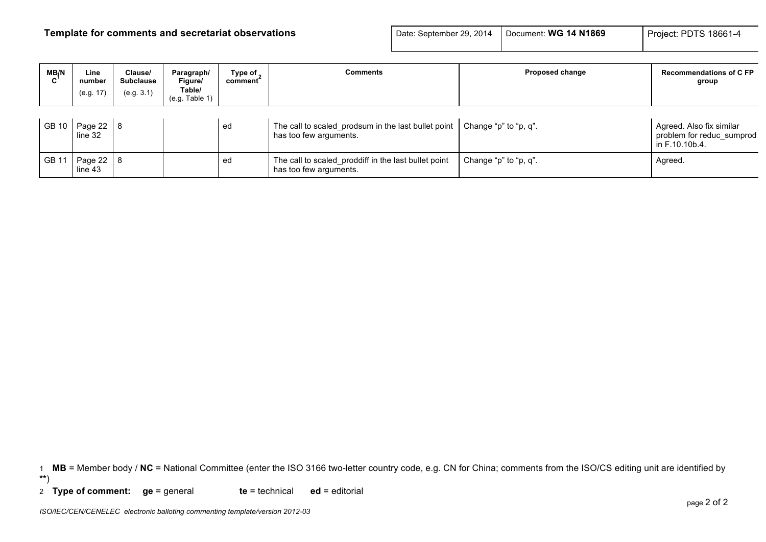**Template for comments and secretariat observations**

| Date: September 29, 2014 | Document: **WG 14 N1869** | Project: PDTS 18661-4 |
|---|---|---|

| MB/NC[1] | Line number (e.g. 17) | Clause/ Subclause (e.g. 3.1) | Paragraph/ Figure/ Table/ (e.g. Table 1) | Type of comment[2] | Comments | Proposed change | Recommendations of C FP group |
|---|---|---|---|---|---|---|---|
| GB 10 | Page 22 line 32 | 8 | | ed | The call to scaled_prodsum in the last bullet point has too few arguments. | Change "p" to "p, q". | Agreed. Also fix similar problem for reduc_sumprod in F.10.10b.4. |
| GB 11 | Page 22 line 43 | 8 | | ed | The call to scaled_proddiff in the last bullet point has too few arguments. | Change "p" to "p, q". | Agreed. |

1 **MB** = Member body / **NC** = National Committee (enter the ISO 3166 two-letter country code, e.g. CN for China; comments from the ISO/CS editing unit are identified by **)

2 **Type of comment:** **ge** = general **te** = technical **ed** = editorial

*ISO/IEC/CEN/CENELEC electronic balloting commenting template/version 2012-03*